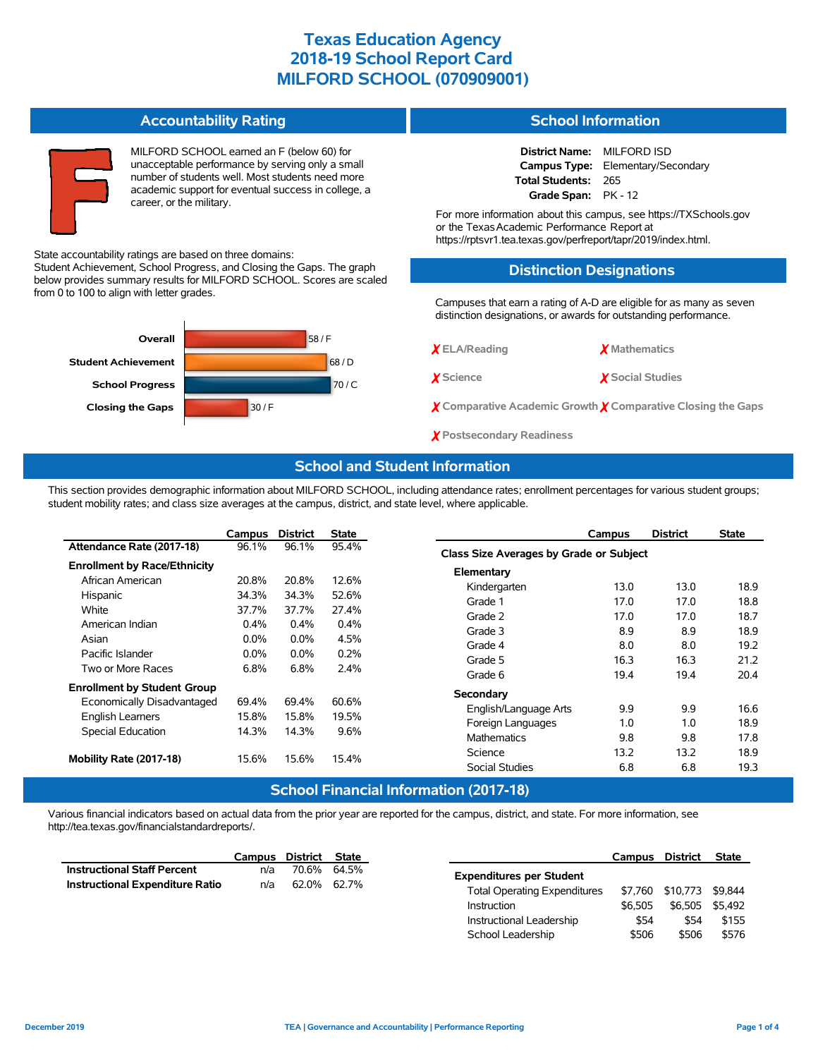# Texas Education Agency
# 2018-19 School Report Card
# MILFORD SCHOOL (070909001)

## Accountability Rating

F

MILFORD SCHOOL earned an F (below 60) for unacceptable performance by serving only a small number of students well. Most students need more academic support for eventual success in college, a career, or the military.

State accountability ratings are based on three domains: Student Achievement, School Progress, and Closing the Gaps. The graph below provides summary results for MILFORD SCHOOL. Scores are scaled from 0 to 100 to align with letter grades.

| Domain | Score |
| --- | --- |
| Overall | 58 / F |
| Student Achievement | 68 / D |
| School Progress | 70 / C |
| Closing the Gaps | 30 / F |

## School Information

**District Name:** MILFORD ISD
**Campus Type:** Elementary/Secondary
**Total Students:** 265
**Grade Span:** PK - 12

For more information about this campus, see https://TXSchools.gov or the Texas Academic Performance Report at https://rptsvr1.tea.texas.gov/perfreport/tapr/2019/index.html.

## Distinction Designations

Campuses that earn a rating of A-D are eligible for as many as seven distinction designations, or awards for outstanding performance.

- ✗ ELA/Reading
- ✗ Mathematics
- ✗ Science
- ✗ Social Studies
- ✗ Comparative Academic Growth
- ✗ Comparative Closing the Gaps
- ✗ Postsecondary Readiness

## School and Student Information

This section provides demographic information about MILFORD SCHOOL, including attendance rates; enrollment percentages for various student groups; student mobility rates; and class size averages at the campus, district, and state level, where applicable.

| | Campus | District | State |
| --- | --- | --- | --- |
| **Attendance Rate (2017-18)** | 96.1% | 96.1% | 95.4% |
| **Enrollment by Race/Ethnicity** | | | |
| African American | 20.8% | 20.8% | 12.6% |
| Hispanic | 34.3% | 34.3% | 52.6% |
| White | 37.7% | 37.7% | 27.4% |
| American Indian | 0.4% | 0.4% | 0.4% |
| Asian | 0.0% | 0.0% | 4.5% |
| Pacific Islander | 0.0% | 0.0% | 0.2% |
| Two or More Races | 6.8% | 6.8% | 2.4% |
| **Enrollment by Student Group** | | | |
| Economically Disadvantaged | 69.4% | 69.4% | 60.6% |
| English Learners | 15.8% | 15.8% | 19.5% |
| Special Education | 14.3% | 14.3% | 9.6% |
| **Mobility Rate (2017-18)** | 15.6% | 15.6% | 15.4% |

| | Campus | District | State |
| --- | --- | --- | --- |
| **Class Size Averages by Grade or Subject** | | | |
| **Elementary** | | | |
| Kindergarten | 13.0 | 13.0 | 18.9 |
| Grade 1 | 17.0 | 17.0 | 18.8 |
| Grade 2 | 17.0 | 17.0 | 18.7 |
| Grade 3 | 8.9 | 8.9 | 18.9 |
| Grade 4 | 8.0 | 8.0 | 19.2 |
| Grade 5 | 16.3 | 16.3 | 21.2 |
| Grade 6 | 19.4 | 19.4 | 20.4 |
| **Secondary** | | | |
| English/Language Arts | 9.9 | 9.9 | 16.6 |
| Foreign Languages | 1.0 | 1.0 | 18.9 |
| Mathematics | 9.8 | 9.8 | 17.8 |
| Science | 13.2 | 13.2 | 18.9 |
| Social Studies | 6.8 | 6.8 | 19.3 |

## School Financial Information (2017-18)

Various financial indicators based on actual data from the prior year are reported for the campus, district, and state. For more information, see http://tea.texas.gov/financialstandardreports/.

| | Campus | District | State |
| --- | --- | --- | --- |
| **Instructional Staff Percent** | n/a | 70.6% | 64.5% |
| **Instructional Expenditure Ratio** | n/a | 62.0% | 62.7% |

| | Campus | District | State |
| --- | --- | --- | --- |
| **Expenditures per Student** | | | |
| Total Operating Expenditures | $7,760 | $10,773 | $9,844 |
| Instruction | $6,505 | $6,505 | $5,492 |
| Instructional Leadership | $54 | $54 | $155 |
| School Leadership | $506 | $506 | $576 |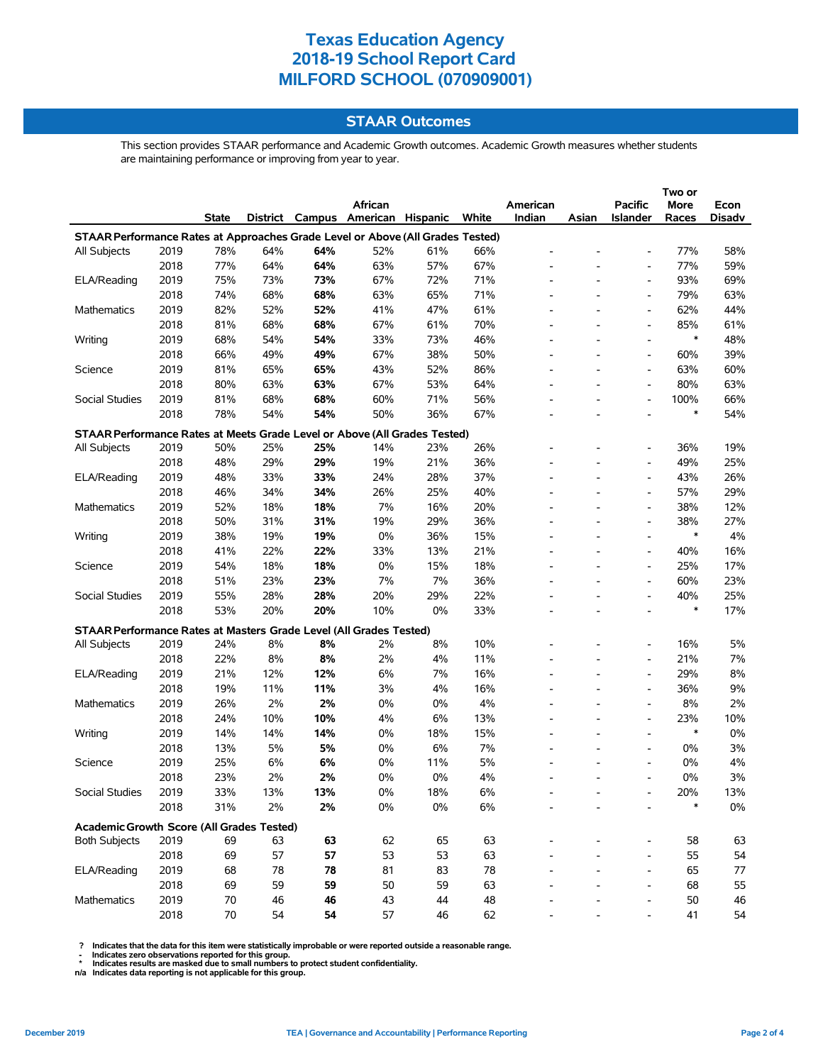# Texas Education Agency
# 2018-19 School Report Card
# MILFORD SCHOOL (070909001)

## STAAR Outcomes

This section provides STAAR performance and Academic Growth outcomes. Academic Growth measures whether students are maintaining performance or improving from year to year.

| | | State | District | Campus | African American | Hispanic | White | American Indian | Asian | Pacific Islander | Two or More Races | Econ Disadv |
|---|---|---|---|---|---|---|---|---|---|---|---|---|
| **STAAR Performance Rates at Approaches Grade Level or Above (All Grades Tested)** | | | | | | | | | | | | |
| All Subjects | 2019 | 78% | 64% | **64%** | 52% | 61% | 66% | - | - | - | 77% | 58% |
| | 2018 | 77% | 64% | **64%** | 63% | 57% | 67% | - | - | - | 77% | 59% |
| ELA/Reading | 2019 | 75% | 73% | **73%** | 67% | 72% | 71% | - | - | - | 93% | 69% |
| | 2018 | 74% | 68% | **68%** | 63% | 65% | 71% | - | - | - | 79% | 63% |
| Mathematics | 2019 | 82% | 52% | **52%** | 41% | 47% | 61% | - | - | - | 62% | 44% |
| | 2018 | 81% | 68% | **68%** | 67% | 61% | 70% | - | - | - | 85% | 61% |
| Writing | 2019 | 68% | 54% | **54%** | 33% | 73% | 46% | - | - | - | * | 48% |
| | 2018 | 66% | 49% | **49%** | 67% | 38% | 50% | - | - | - | 60% | 39% |
| Science | 2019 | 81% | 65% | **65%** | 43% | 52% | 86% | - | - | - | 63% | 60% |
| | 2018 | 80% | 63% | **63%** | 67% | 53% | 64% | - | - | - | 80% | 63% |
| Social Studies | 2019 | 81% | 68% | **68%** | 60% | 71% | 56% | - | - | - | 100% | 66% |
| | 2018 | 78% | 54% | **54%** | 50% | 36% | 67% | - | - | - | * | 54% |
| **STAAR Performance Rates at Meets Grade Level or Above (All Grades Tested)** | | | | | | | | | | | | |
| All Subjects | 2019 | 50% | 25% | **25%** | 14% | 23% | 26% | - | - | - | 36% | 19% |
| | 2018 | 48% | 29% | **29%** | 19% | 21% | 36% | - | - | - | 49% | 25% |
| ELA/Reading | 2019 | 48% | 33% | **33%** | 24% | 28% | 37% | - | - | - | 43% | 26% |
| | 2018 | 46% | 34% | **34%** | 26% | 25% | 40% | - | - | - | 57% | 29% |
| Mathematics | 2019 | 52% | 18% | **18%** | 7% | 16% | 20% | - | - | - | 38% | 12% |
| | 2018 | 50% | 31% | **31%** | 19% | 29% | 36% | - | - | - | 38% | 27% |
| Writing | 2019 | 38% | 19% | **19%** | 0% | 36% | 15% | - | - | - | * | 4% |
| | 2018 | 41% | 22% | **22%** | 33% | 13% | 21% | - | - | - | 40% | 16% |
| Science | 2019 | 54% | 18% | **18%** | 0% | 15% | 18% | - | - | - | 25% | 17% |
| | 2018 | 51% | 23% | **23%** | 7% | 7% | 36% | - | - | - | 60% | 23% |
| Social Studies | 2019 | 55% | 28% | **28%** | 20% | 29% | 22% | - | - | - | 40% | 25% |
| | 2018 | 53% | 20% | **20%** | 10% | 0% | 33% | - | - | - | * | 17% |
| **STAAR Performance Rates at Masters Grade Level (All Grades Tested)** | | | | | | | | | | | | |
| All Subjects | 2019 | 24% | 8% | **8%** | 2% | 8% | 10% | - | - | - | 16% | 5% |
| | 2018 | 22% | 8% | **8%** | 2% | 4% | 11% | - | - | - | 21% | 7% |
| ELA/Reading | 2019 | 21% | 12% | **12%** | 6% | 7% | 16% | - | - | - | 29% | 8% |
| | 2018 | 19% | 11% | **11%** | 3% | 4% | 16% | - | - | - | 36% | 9% |
| Mathematics | 2019 | 26% | 2% | **2%** | 0% | 0% | 4% | - | - | - | 8% | 2% |
| | 2018 | 24% | 10% | **10%** | 4% | 6% | 13% | - | - | - | 23% | 10% |
| Writing | 2019 | 14% | 14% | **14%** | 0% | 18% | 15% | - | - | - | * | 0% |
| | 2018 | 13% | 5% | **5%** | 0% | 6% | 7% | - | - | - | 0% | 3% |
| Science | 2019 | 25% | 6% | **6%** | 0% | 11% | 5% | - | - | - | 0% | 4% |
| | 2018 | 23% | 2% | **2%** | 0% | 0% | 4% | - | - | - | 0% | 3% |
| Social Studies | 2019 | 33% | 13% | **13%** | 0% | 18% | 6% | - | - | - | 20% | 13% |
| | 2018 | 31% | 2% | **2%** | 0% | 0% | 6% | - | - | - | * | 0% |
| **Academic Growth Score (All Grades Tested)** | | | | | | | | | | | | |
| Both Subjects | 2019 | 69 | 63 | **63** | 62 | 65 | 63 | - | - | - | 58 | 63 |
| | 2018 | 69 | 57 | **57** | 53 | 53 | 63 | - | - | - | 55 | 54 |
| ELA/Reading | 2019 | 68 | 78 | **78** | 81 | 83 | 78 | - | - | - | 65 | 77 |
| | 2018 | 69 | 59 | **59** | 50 | 59 | 63 | - | - | - | 68 | 55 |
| Mathematics | 2019 | 70 | 46 | **46** | 43 | 44 | 48 | - | - | - | 50 | 46 |
| | 2018 | 70 | 54 | **54** | 57 | 46 | 62 | - | - | - | 41 | 54 |

**?** Indicates that the data for this item were statistically improbable or were reported outside a reasonable range.
**-** Indicates zero observations reported for this group.
**\*** Indicates results are masked due to small numbers to protect student confidentiality.
**n/a** Indicates data reporting is not applicable for this group.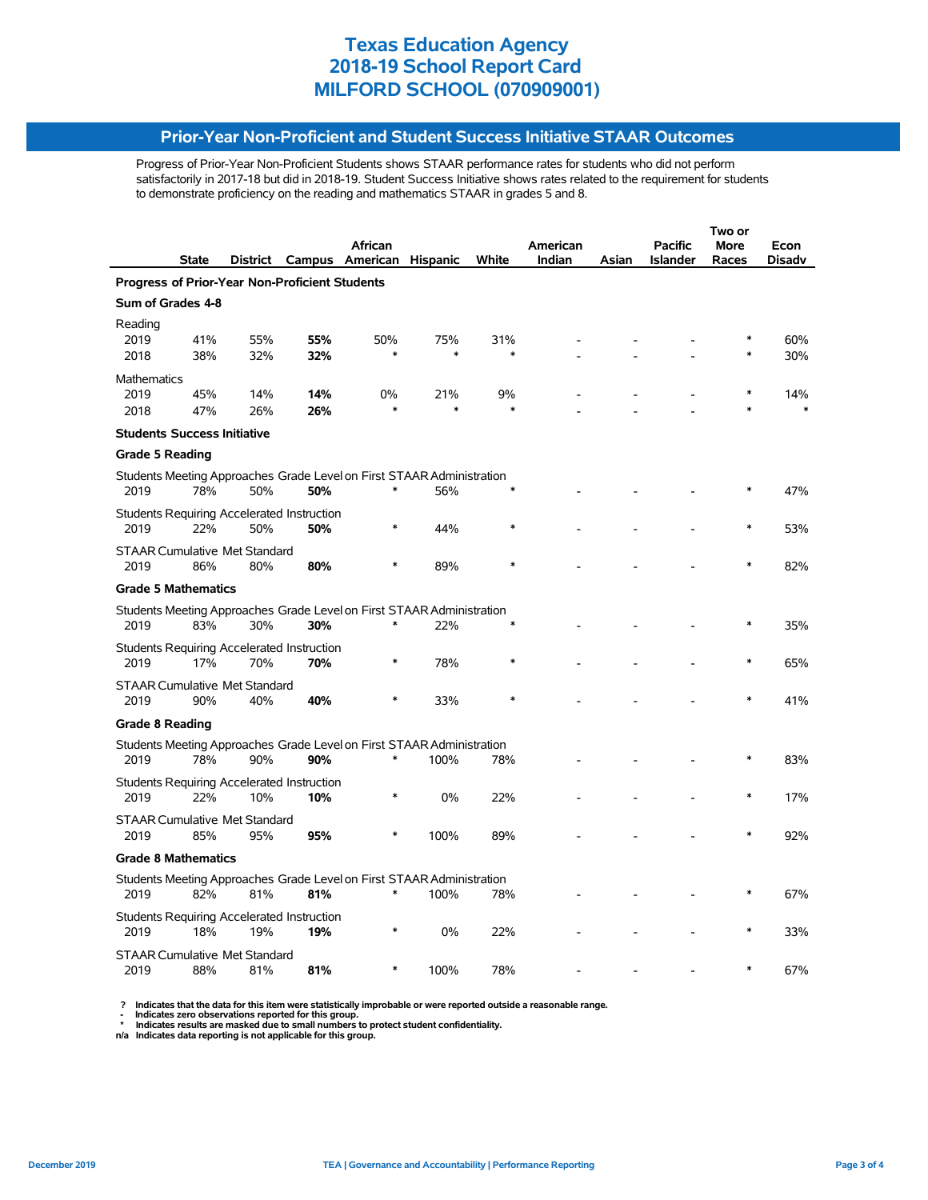# Texas Education Agency
# 2018-19 School Report Card
# MILFORD SCHOOL (070909001)

## Prior-Year Non-Proficient and Student Success Initiative STAAR Outcomes

Progress of Prior-Year Non-Proficient Students shows STAAR performance rates for students who did not perform satisfactorily in 2017-18 but did in 2018-19. Student Success Initiative shows rates related to the requirement for students to demonstrate proficiency on the reading and mathematics STAAR in grades 5 and 8.

| | State | District | Campus | African American | Hispanic | White | American Indian | Asian | Pacific Islander | Two or More Races | Econ Disadv |
|---|---|---|---|---|---|---|---|---|---|---|---|
| **Progress of Prior-Year Non-Proficient Students** | | | | | | | | | | | |
| **Sum of Grades 4-8** | | | | | | | | | | | |
| Reading | | | | | | | | | | | |
| 2019 | 41% | 55% | **55%** | 50% | 75% | 31% | - | - | - | * | 60% |
| 2018 | 38% | 32% | **32%** | * | * | * | - | - | - | * | 30% |
| Mathematics | | | | | | | | | | | |
| 2019 | 45% | 14% | **14%** | 0% | 21% | 9% | - | - | - | * | 14% |
| 2018 | 47% | 26% | **26%** | * | * | * | - | - | - | * | * |
| **Students Success Initiative** | | | | | | | | | | | |
| **Grade 5 Reading** | | | | | | | | | | | |
| Students Meeting Approaches Grade Level on First STAAR Administration | | | | | | | | | | | |
| 2019 | 78% | 50% | **50%** | * | 56% | * | - | - | - | * | 47% |
| Students Requiring Accelerated Instruction | | | | | | | | | | | |
| 2019 | 22% | 50% | **50%** | * | 44% | * | - | - | - | * | 53% |
| STAAR Cumulative Met Standard | | | | | | | | | | | |
| 2019 | 86% | 80% | **80%** | * | 89% | * | - | - | - | * | 82% |
| **Grade 5 Mathematics** | | | | | | | | | | | |
| Students Meeting Approaches Grade Level on First STAAR Administration | | | | | | | | | | | |
| 2019 | 83% | 30% | **30%** | * | 22% | * | - | - | - | * | 35% |
| Students Requiring Accelerated Instruction | | | | | | | | | | | |
| 2019 | 17% | 70% | **70%** | * | 78% | * | - | - | - | * | 65% |
| STAAR Cumulative Met Standard | | | | | | | | | | | |
| 2019 | 90% | 40% | **40%** | * | 33% | * | - | - | - | * | 41% |
| **Grade 8 Reading** | | | | | | | | | | | |
| Students Meeting Approaches Grade Level on First STAAR Administration | | | | | | | | | | | |
| 2019 | 78% | 90% | **90%** | * | 100% | 78% | - | - | - | * | 83% |
| Students Requiring Accelerated Instruction | | | | | | | | | | | |
| 2019 | 22% | 10% | **10%** | * | 0% | 22% | - | - | - | * | 17% |
| STAAR Cumulative Met Standard | | | | | | | | | | | |
| 2019 | 85% | 95% | **95%** | * | 100% | 89% | - | - | - | * | 92% |
| **Grade 8 Mathematics** | | | | | | | | | | | |
| Students Meeting Approaches Grade Level on First STAAR Administration | | | | | | | | | | | |
| 2019 | 82% | 81% | **81%** | * | 100% | 78% | - | - | - | * | 67% |
| Students Requiring Accelerated Instruction | | | | | | | | | | | |
| 2019 | 18% | 19% | **19%** | * | 0% | 22% | - | - | - | * | 33% |
| STAAR Cumulative Met Standard | | | | | | | | | | | |
| 2019 | 88% | 81% | **81%** | * | 100% | 78% | - | - | - | * | 67% |

**?** Indicates that the data for this item were statistically improbable or were reported outside a reasonable range.
**-** Indicates zero observations reported for this group.
**\*** Indicates results are masked due to small numbers to protect student confidentiality.
**n/a** Indicates data reporting is not applicable for this group.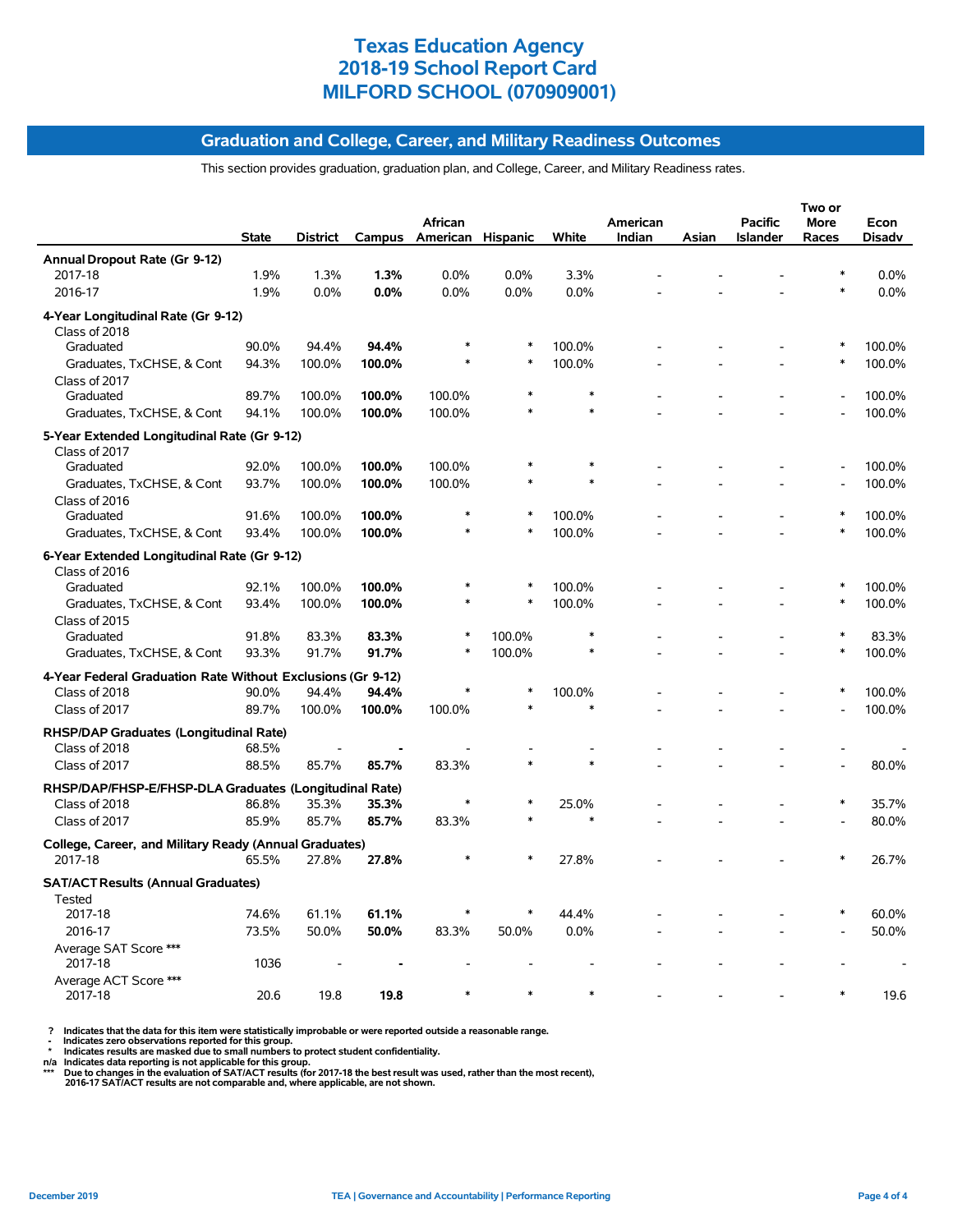# Texas Education Agency
# 2018-19 School Report Card
# MILFORD SCHOOL (070909001)

## Graduation and College, Career, and Military Readiness Outcomes

This section provides graduation, graduation plan, and College, Career, and Military Readiness rates.

| | State | District | Campus | African American | Hispanic | White | American Indian | Asian | Pacific Islander | Two or More Races | Econ Disadv |
|---|---|---|---|---|---|---|---|---|---|---|---|
| **Annual Dropout Rate (Gr 9-12)** | | | | | | | | | | | |
| 2017-18 | 1.9% | 1.3% | **1.3%** | 0.0% | 0.0% | 3.3% | - | - | - | * | 0.0% |
| 2016-17 | 1.9% | 0.0% | **0.0%** | 0.0% | 0.0% | 0.0% | - | - | - | * | 0.0% |
| **4-Year Longitudinal Rate (Gr 9-12)** | | | | | | | | | | | |
| Class of 2018 | | | | | | | | | | | |
| Graduated | 90.0% | 94.4% | **94.4%** | * | * | 100.0% | - | - | - | * | 100.0% |
| Graduates, TxCHSE, & Cont | 94.3% | 100.0% | **100.0%** | * | * | 100.0% | - | - | - | * | 100.0% |
| Class of 2017 | | | | | | | | | | | |
| Graduated | 89.7% | 100.0% | **100.0%** | 100.0% | * | * | - | - | - | - | 100.0% |
| Graduates, TxCHSE, & Cont | 94.1% | 100.0% | **100.0%** | 100.0% | * | * | - | - | - | - | 100.0% |
| **5-Year Extended Longitudinal Rate (Gr 9-12)** | | | | | | | | | | | |
| Class of 2017 | | | | | | | | | | | |
| Graduated | 92.0% | 100.0% | **100.0%** | 100.0% | * | * | - | - | - | - | 100.0% |
| Graduates, TxCHSE, & Cont | 93.7% | 100.0% | **100.0%** | 100.0% | * | * | - | - | - | - | 100.0% |
| Class of 2016 | | | | | | | | | | | |
| Graduated | 91.6% | 100.0% | **100.0%** | * | * | 100.0% | - | - | - | * | 100.0% |
| Graduates, TxCHSE, & Cont | 93.4% | 100.0% | **100.0%** | * | * | 100.0% | - | - | - | * | 100.0% |
| **6-Year Extended Longitudinal Rate (Gr 9-12)** | | | | | | | | | | | |
| Class of 2016 | | | | | | | | | | | |
| Graduated | 92.1% | 100.0% | **100.0%** | * | * | 100.0% | - | - | - | * | 100.0% |
| Graduates, TxCHSE, & Cont | 93.4% | 100.0% | **100.0%** | * | * | 100.0% | - | - | - | * | 100.0% |
| Class of 2015 | | | | | | | | | | | |
| Graduated | 91.8% | 83.3% | **83.3%** | * | 100.0% | * | - | - | - | * | 83.3% |
| Graduates, TxCHSE, & Cont | 93.3% | 91.7% | **91.7%** | * | 100.0% | * | - | - | - | * | 100.0% |
| **4-Year Federal Graduation Rate Without Exclusions (Gr 9-12)** | | | | | | | | | | | |
| Class of 2018 | 90.0% | 94.4% | **94.4%** | * | * | 100.0% | - | - | - | * | 100.0% |
| Class of 2017 | 89.7% | 100.0% | **100.0%** | 100.0% | * | * | - | - | - | - | 100.0% |
| **RHSP/DAP Graduates (Longitudinal Rate)** | | | | | | | | | | | |
| Class of 2018 | 68.5% | - | **-** | - | - | - | - | - | - | - | - |
| Class of 2017 | 88.5% | 85.7% | **85.7%** | 83.3% | * | * | - | - | - | - | 80.0% |
| **RHSP/DAP/FHSP-E/FHSP-DLA Graduates (Longitudinal Rate)** | | | | | | | | | | | |
| Class of 2018 | 86.8% | 35.3% | **35.3%** | * | * | 25.0% | - | - | - | * | 35.7% |
| Class of 2017 | 85.9% | 85.7% | **85.7%** | 83.3% | * | * | - | - | - | - | 80.0% |
| **College, Career, and Military Ready (Annual Graduates)** | | | | | | | | | | | |
| 2017-18 | 65.5% | 27.8% | **27.8%** | * | * | 27.8% | - | - | - | * | 26.7% |
| **SAT/ACT Results (Annual Graduates)** | | | | | | | | | | | |
| Tested | | | | | | | | | | | |
| 2017-18 | 74.6% | 61.1% | **61.1%** | * | * | 44.4% | - | - | - | * | 60.0% |
| 2016-17 | 73.5% | 50.0% | **50.0%** | 83.3% | 50.0% | 0.0% | - | - | - | - | 50.0% |
| Average SAT Score *** | | | | | | | | | | | |
| 2017-18 | 1036 | - | **-** | - | - | - | - | - | - | - | - |
| Average ACT Score *** | | | | | | | | | | | |
| 2017-18 | 20.6 | 19.8 | **19.8** | * | * | * | - | - | - | * | 19.6 |

? Indicates that the data for this item were statistically improbable or were reported outside a reasonable range.
- Indicates zero observations reported for this group.
* Indicates results are masked due to small numbers to protect student confidentiality.
n/a Indicates data reporting is not applicable for this group.
*** Due to changes in the evaluation of SAT/ACT results (for 2017-18 the best result was used, rather than the most recent), 2016-17 SAT/ACT results are not comparable and, where applicable, are not shown.

December 2019 | TEA | Governance and Accountability | Performance Reporting